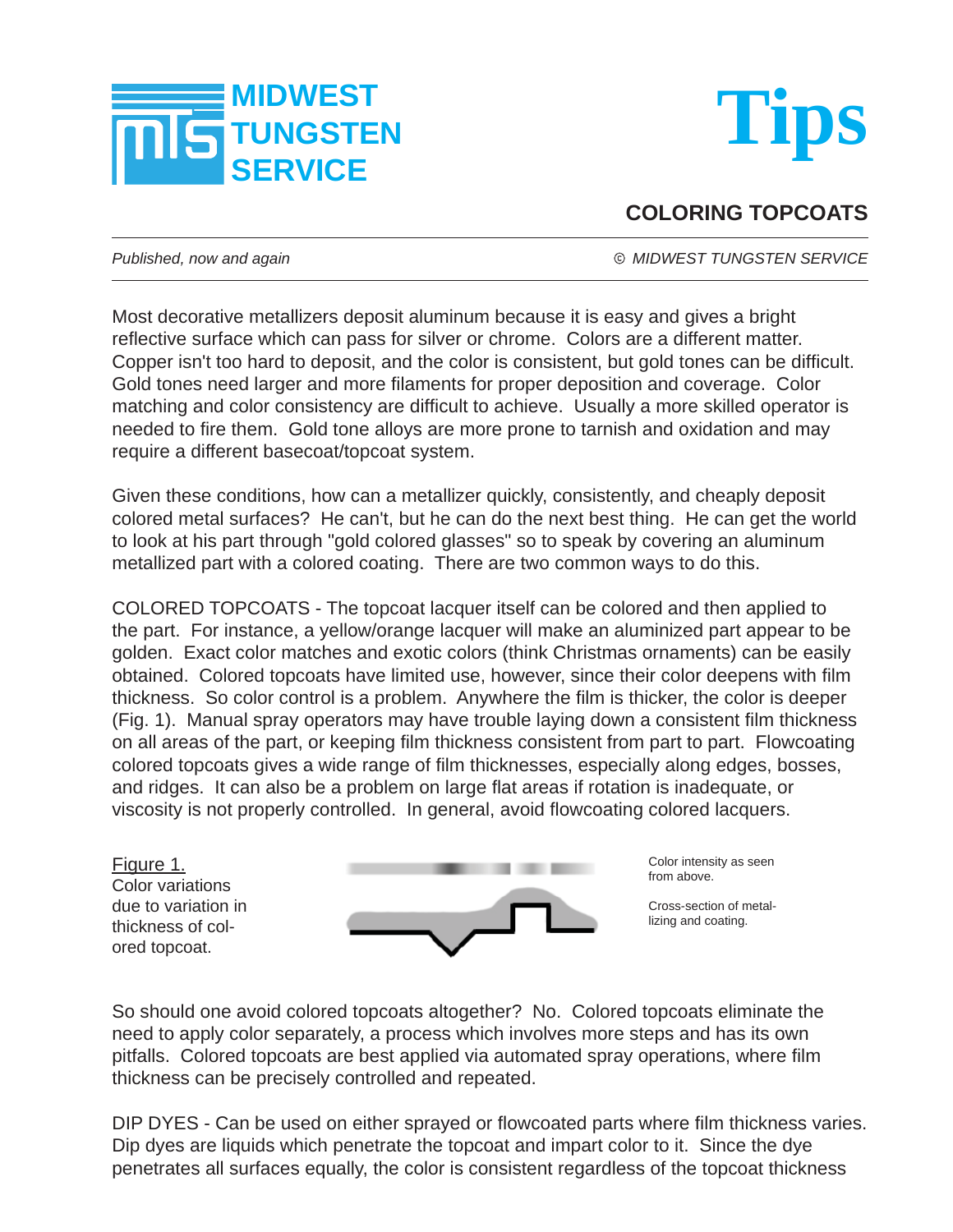# MIDWEST TUNGSTEN SERVICE

# Tips

## COLORING TOPCOATS

*Published, now and again* — *© MIDWEST TUNGSTEN SERVICE*

Most decorative metallizers deposit aluminum because it is easy and gives a bright reflective surface which can pass for silver or chrome. Colors are a different matter. Copper isn't too hard to deposit, and the color is consistent, but gold tones can be difficult. Gold tones need larger and more filaments for proper deposition and coverage. Color matching and color consistency are difficult to achieve. Usually a more skilled operator is needed to fire them. Gold tone alloys are more prone to tarnish and oxidation and may require a different basecoat/topcoat system.

Given these conditions, how can a metallizer quickly, consistently, and cheaply deposit colored metal surfaces? He can't, but he can do the next best thing. He can get the world to look at his part through "gold colored glasses" so to speak by covering an aluminum metallized part with a colored coating. There are two common ways to do this.

COLORED TOPCOATS - The topcoat lacquer itself can be colored and then applied to the part. For instance, a yellow/orange lacquer will make an aluminized part appear to be golden. Exact color matches and exotic colors (think Christmas ornaments) can be easily obtained. Colored topcoats have limited use, however, since their color deepens with film thickness. So color control is a problem. Anywhere the film is thicker, the color is deeper (Fig. 1). Manual spray operators may have trouble laying down a consistent film thickness on all areas of the part, or keeping film thickness consistent from part to part. Flowcoating colored topcoats gives a wide range of film thicknesses, especially along edges, bosses, and ridges. It can also be a problem on large flat areas if rotation is inadequate, or viscosity is not properly controlled. In general, avoid flowcoating colored lacquers.

Figure 1.
Color variations due to variation in thickness of colored topcoat.

Color intensity as seen from above.

Cross-section of metallizing and coating.

So should one avoid colored topcoats altogether? No. Colored topcoats eliminate the need to apply color separately, a process which involves more steps and has its own pitfalls. Colored topcoats are best applied via automated spray operations, where film thickness can be precisely controlled and repeated.

DIP DYES - Can be used on either sprayed or flowcoated parts where film thickness varies. Dip dyes are liquids which penetrate the topcoat and impart color to it. Since the dye penetrates all surfaces equally, the color is consistent regardless of the topcoat thickness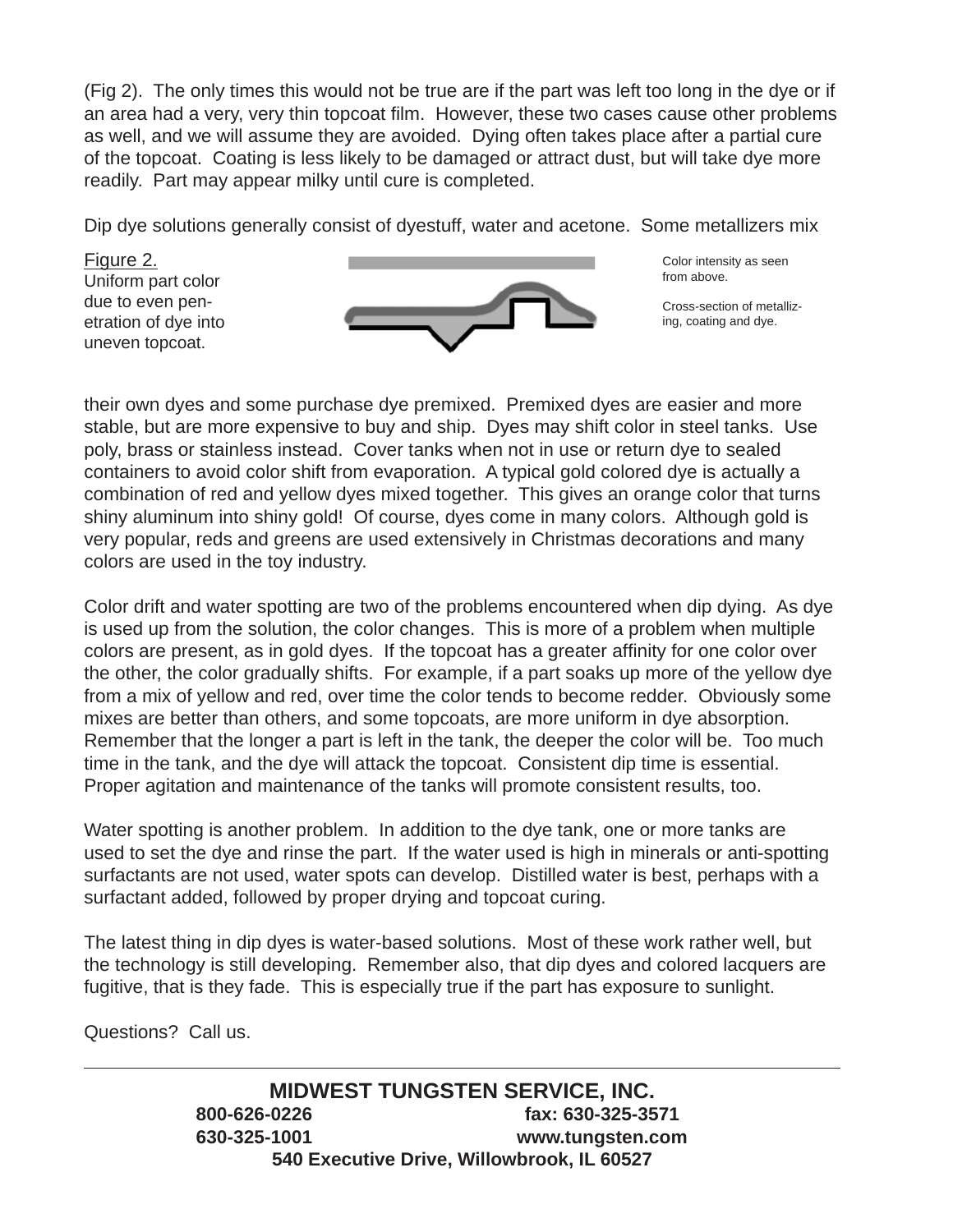(Fig 2). The only times this would not be true are if the part was left too long in the dye or if an area had a very, very thin topcoat film. However, these two cases cause other problems as well, and we will assume they are avoided. Dying often takes place after a partial cure of the topcoat. Coating is less likely to be damaged or attract dust, but will take dye more readily. Part may appear milky until cure is completed.

Dip dye solutions generally consist of dyestuff, water and acetone. Some metallizers mix their own dyes and some purchase dye premixed. Premixed dyes are easier and more stable, but are more expensive to buy and ship. Dyes may shift color in steel tanks. Use poly, brass or stainless instead. Cover tanks when not in use or return dye to sealed containers to avoid color shift from evaporation. A typical gold colored dye is actually a combination of red and yellow dyes mixed together. This gives an orange color that turns shiny aluminum into shiny gold! Of course, dyes come in many colors. Although gold is very popular, reds and greens are used extensively in Christmas decorations and many colors are used in the toy industry.

Figure 2.
Uniform part color due to even penetration of dye into uneven topcoat.

Color intensity as seen from above.

Cross-section of metallizing, coating and dye.

Color drift and water spotting are two of the problems encountered when dip dying. As dye is used up from the solution, the color changes. This is more of a problem when multiple colors are present, as in gold dyes. If the topcoat has a greater affinity for one color over the other, the color gradually shifts. For example, if a part soaks up more of the yellow dye from a mix of yellow and red, over time the color tends to become redder. Obviously some mixes are better than others, and some topcoats, are more uniform in dye absorption. Remember that the longer a part is left in the tank, the deeper the color will be. Too much time in the tank, and the dye will attack the topcoat. Consistent dip time is essential. Proper agitation and maintenance of the tanks will promote consistent results, too.

Water spotting is another problem. In addition to the dye tank, one or more tanks are used to set the dye and rinse the part. If the water used is high in minerals or anti-spotting surfactants are not used, water spots can develop. Distilled water is best, perhaps with a surfactant added, followed by proper drying and topcoat curing.

The latest thing in dip dyes is water-based solutions. Most of these work rather well, but the technology is still developing. Remember also, that dip dyes and colored lacquers are fugitive, that is they fade. This is especially true if the part has exposure to sunlight.

Questions? Call us.

---

**MIDWEST TUNGSTEN SERVICE, INC.**

**800-626-0226** **fax: 630-325-3571**

**630-325-1001** **www.tungsten.com**

**540 Executive Drive, Willowbrook, IL 60527**